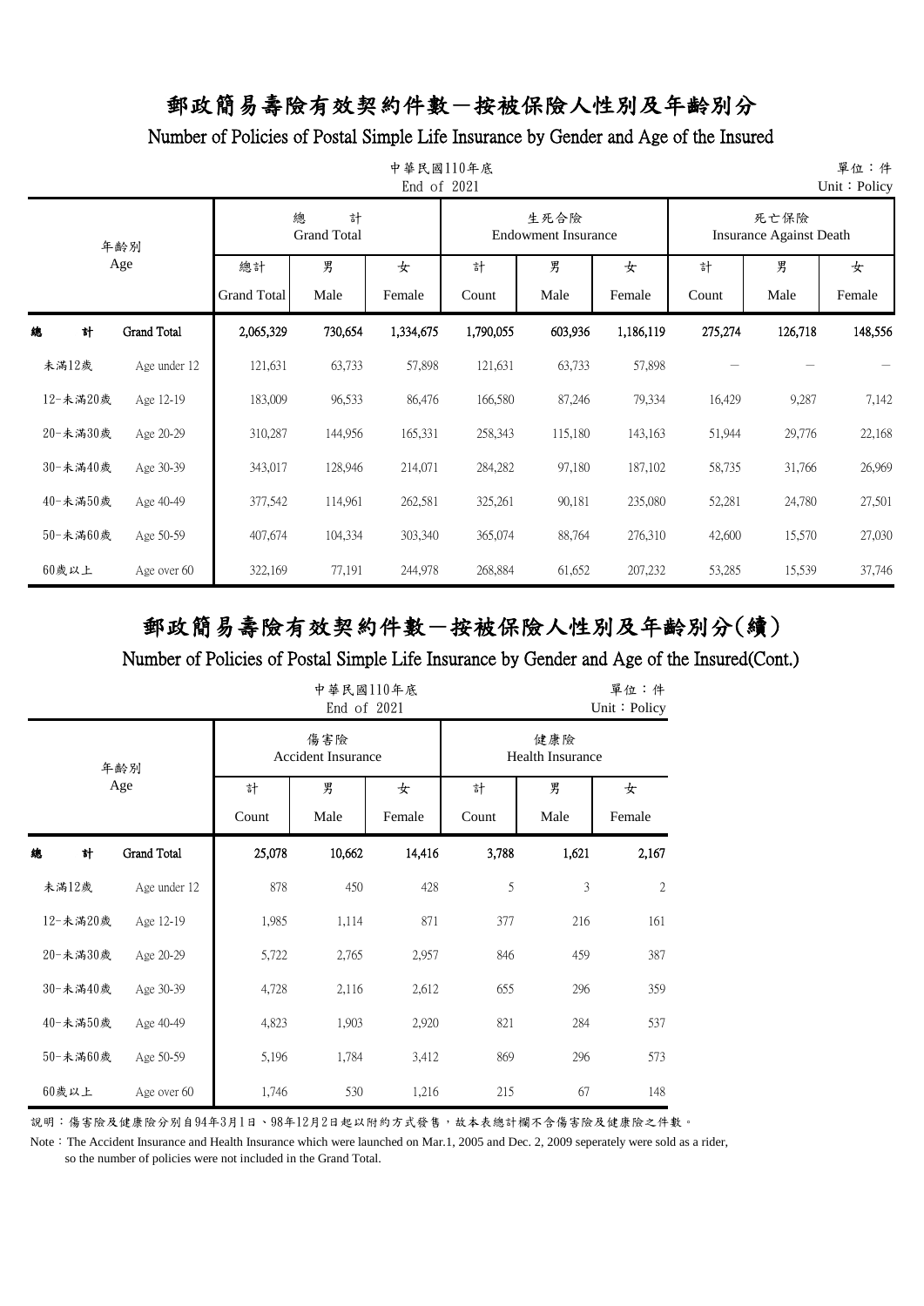# 郵政簡易壽險有效契約件數－按被保險人性別及年齡別分

## Number of Policies of Postal Simple Life Insurance by Gender and Age of the Insured

中華民國110年底
End of 2021

單位：件
Unit：Policy

| 年齡別 Age | | 總計 Grand Total | | | 生死合險 Endowment Insurance | | | 死亡保險 Insurance Against Death | | |
|---|---|---|---|---|---|---|---|---|---|---|
| | | 總計 Grand Total | 男 Male | 女 Female | 計 Count | 男 Male | 女 Female | 計 Count | 男 Male | 女 Female |
| **總計** | **Grand Total** | **2,065,329** | **730,654** | **1,334,675** | **1,790,055** | **603,936** | **1,186,119** | **275,274** | **126,718** | **148,556** |
| 未滿12歲 | Age under 12 | 121,631 | 63,733 | 57,898 | 121,631 | 63,733 | 57,898 | － | － | － |
| 12-未滿20歲 | Age 12-19 | 183,009 | 96,533 | 86,476 | 166,580 | 87,246 | 79,334 | 16,429 | 9,287 | 7,142 |
| 20-未滿30歲 | Age 20-29 | 310,287 | 144,956 | 165,331 | 258,343 | 115,180 | 143,163 | 51,944 | 29,776 | 22,168 |
| 30-未滿40歲 | Age 30-39 | 343,017 | 128,946 | 214,071 | 284,282 | 97,180 | 187,102 | 58,735 | 31,766 | 26,969 |
| 40-未滿50歲 | Age 40-49 | 377,542 | 114,961 | 262,581 | 325,261 | 90,181 | 235,080 | 52,281 | 24,780 | 27,501 |
| 50-未滿60歲 | Age 50-59 | 407,674 | 104,334 | 303,340 | 365,074 | 88,764 | 276,310 | 42,600 | 15,570 | 27,030 |
| 60歲以上 | Age over 60 | 322,169 | 77,191 | 244,978 | 268,884 | 61,652 | 207,232 | 53,285 | 15,539 | 37,746 |

# 郵政簡易壽險有效契約件數－按被保險人性別及年齡別分(續)

## Number of Policies of Postal Simple Life Insurance by Gender and Age of the Insured(Cont.)

中華民國110年底
End of 2021

單位：件
Unit：Policy

| 年齡別 Age | | 傷害險 Accident Insurance | | | 健康險 Health Insurance | | |
|---|---|---|---|---|---|---|---|
| | | 計 Count | 男 Male | 女 Female | 計 Count | 男 Male | 女 Female |
| **總計** | **Grand Total** | **25,078** | **10,662** | **14,416** | **3,788** | **1,621** | **2,167** |
| 未滿12歲 | Age under 12 | 878 | 450 | 428 | 5 | 3 | 2 |
| 12-未滿20歲 | Age 12-19 | 1,985 | 1,114 | 871 | 377 | 216 | 161 |
| 20-未滿30歲 | Age 20-29 | 5,722 | 2,765 | 2,957 | 846 | 459 | 387 |
| 30-未滿40歲 | Age 30-39 | 4,728 | 2,116 | 2,612 | 655 | 296 | 359 |
| 40-未滿50歲 | Age 40-49 | 4,823 | 1,903 | 2,920 | 821 | 284 | 537 |
| 50-未滿60歲 | Age 50-59 | 5,196 | 1,784 | 3,412 | 869 | 296 | 573 |
| 60歲以上 | Age over 60 | 1,746 | 530 | 1,216 | 215 | 67 | 148 |

說明：傷害險及健康險分別自94年3月1日、98年12月2日起以附約方式發售，故本表總計欄不含傷害險及健康險之件數。

Note：The Accident Insurance and Health Insurance which were launched on Mar.1, 2005 and Dec. 2, 2009 seperately were sold as a rider, so the number of policies were not included in the Grand Total.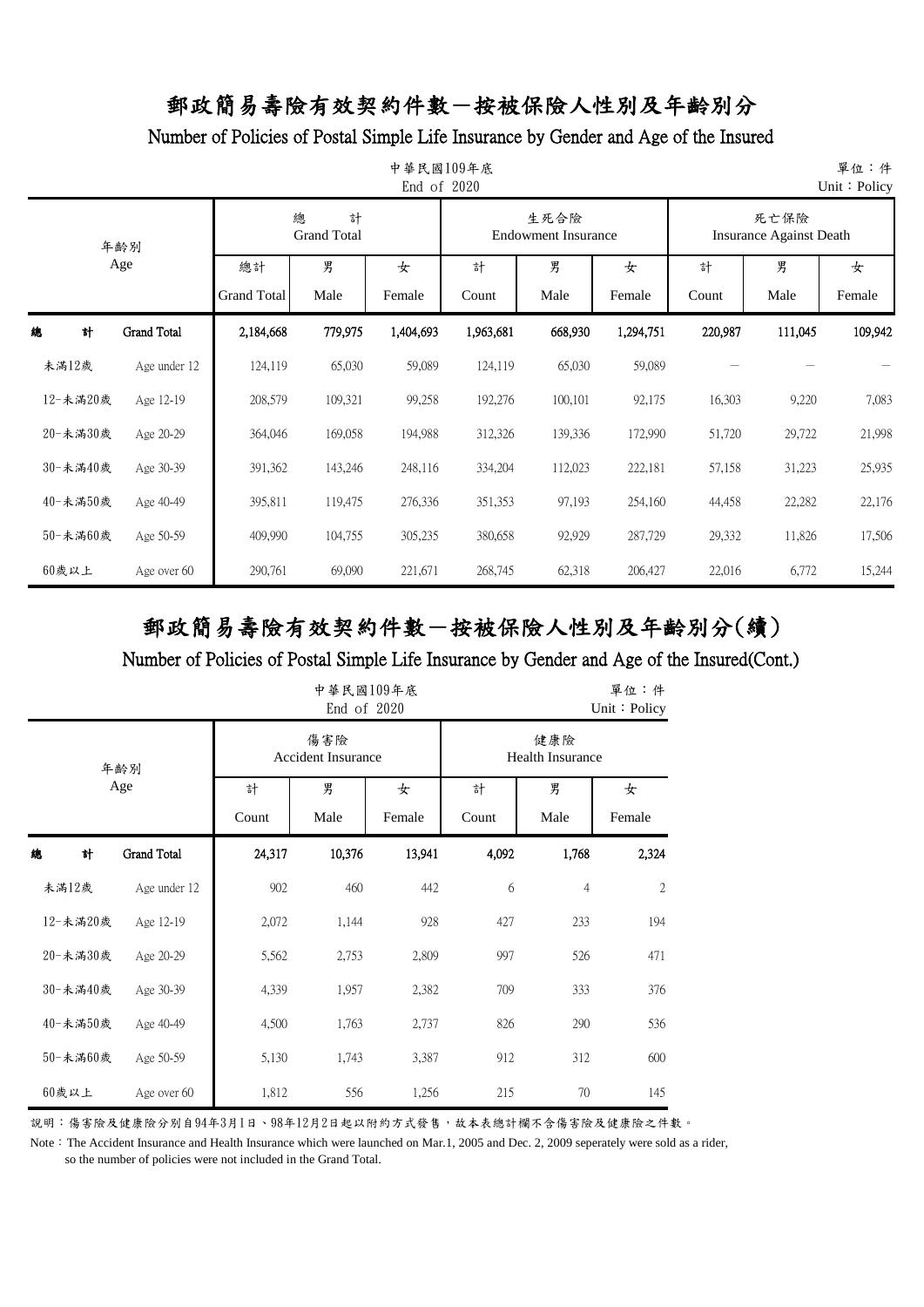# 郵政簡易壽險有效契約件數－按被保險人性別及年齡別分

## Number of Policies of Postal Simple Life Insurance by Gender and Age of the Insured

中華民國109年底
End of 2020

單位：件
Unit：Policy

| 年齡別 Age | | 總計 Grand Total | | | 生死合險 Endowment Insurance | | | 死亡保險 Insurance Against Death | | |
|---|---|---|---|---|---|---|---|---|---|---|
| | | 總計 Grand Total | 男 Male | 女 Female | 計 Count | 男 Male | 女 Female | 計 Count | 男 Male | 女 Female |
| **總　計** | **Grand Total** | **2,184,668** | **779,975** | **1,404,693** | **1,963,681** | **668,930** | **1,294,751** | **220,987** | **111,045** | **109,942** |
| 未滿12歲 | Age under 12 | 124,119 | 65,030 | 59,089 | 124,119 | 65,030 | 59,089 | － | － | － |
| 12-未滿20歲 | Age 12-19 | 208,579 | 109,321 | 99,258 | 192,276 | 100,101 | 92,175 | 16,303 | 9,220 | 7,083 |
| 20-未滿30歲 | Age 20-29 | 364,046 | 169,058 | 194,988 | 312,326 | 139,336 | 172,990 | 51,720 | 29,722 | 21,998 |
| 30-未滿40歲 | Age 30-39 | 391,362 | 143,246 | 248,116 | 334,204 | 112,023 | 222,181 | 57,158 | 31,223 | 25,935 |
| 40-未滿50歲 | Age 40-49 | 395,811 | 119,475 | 276,336 | 351,353 | 97,193 | 254,160 | 44,458 | 22,282 | 22,176 |
| 50-未滿60歲 | Age 50-59 | 409,990 | 104,755 | 305,235 | 380,658 | 92,929 | 287,729 | 29,332 | 11,826 | 17,506 |
| 60歲以上 | Age over 60 | 290,761 | 69,090 | 221,671 | 268,745 | 62,318 | 206,427 | 22,016 | 6,772 | 15,244 |

# 郵政簡易壽險有效契約件數－按被保險人性別及年齡別分(續)

## Number of Policies of Postal Simple Life Insurance by Gender and Age of the Insured(Cont.)

中華民國109年底
End of 2020

單位：件
Unit：Policy

| 年齡別 Age | | 傷害險 Accident Insurance | | | 健康險 Health Insurance | | |
|---|---|---|---|---|---|---|---|
| | | 計 Count | 男 Male | 女 Female | 計 Count | 男 Male | 女 Female |
| **總　計** | **Grand Total** | **24,317** | **10,376** | **13,941** | **4,092** | **1,768** | **2,324** |
| 未滿12歲 | Age under 12 | 902 | 460 | 442 | 6 | 4 | 2 |
| 12-未滿20歲 | Age 12-19 | 2,072 | 1,144 | 928 | 427 | 233 | 194 |
| 20-未滿30歲 | Age 20-29 | 5,562 | 2,753 | 2,809 | 997 | 526 | 471 |
| 30-未滿40歲 | Age 30-39 | 4,339 | 1,957 | 2,382 | 709 | 333 | 376 |
| 40-未滿50歲 | Age 40-49 | 4,500 | 1,763 | 2,737 | 826 | 290 | 536 |
| 50-未滿60歲 | Age 50-59 | 5,130 | 1,743 | 3,387 | 912 | 312 | 600 |
| 60歲以上 | Age over 60 | 1,812 | 556 | 1,256 | 215 | 70 | 145 |

說明：傷害險及健康險分別自94年3月1日、98年12月2日起以附約方式發售，故本表總計欄不含傷害險及健康險之件數。

Note：The Accident Insurance and Health Insurance which were launched on Mar.1, 2005 and Dec. 2, 2009 seperately were sold as a rider, so the number of policies were not included in the Grand Total.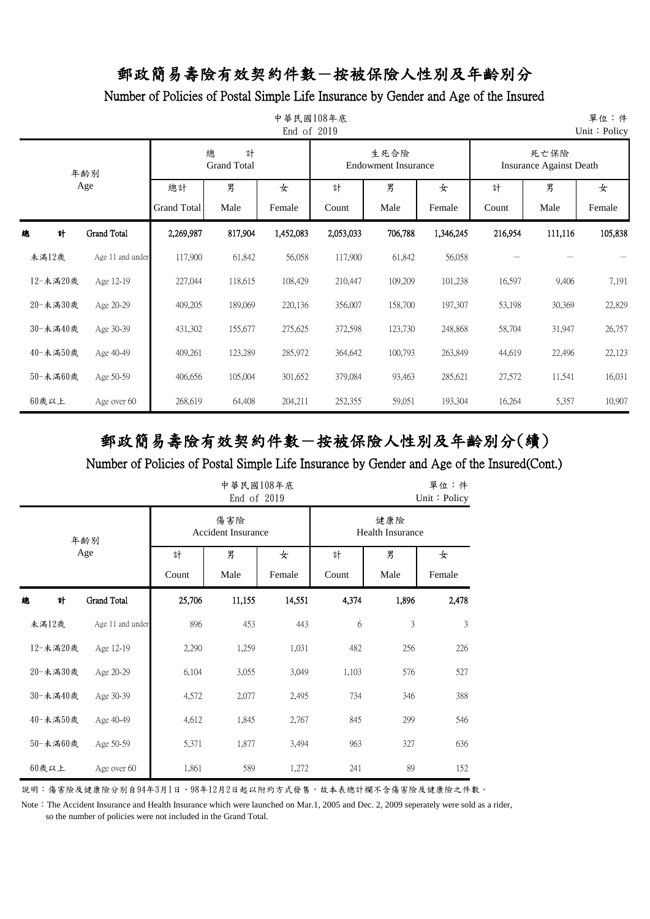# 郵政簡易壽險有效契約件數－按被保險人性別及年齡別分

## Number of Policies of Postal Simple Life Insurance by Gender and Age of the Insured

中華民國108年底
End of 2019

單位：件
Unit：Policy

| 年齡別 Age | | 總計 Grand Total | | | 生死合險 Endowment Insurance | | | 死亡保險 Insurance Against Death | | |
|---|---|---|---|---|---|---|---|---|---|---|
| | | 總計 Grand Total | 男 Male | 女 Female | 計 Count | 男 Male | 女 Female | 計 Count | 男 Male | 女 Female |
| **總　計** | **Grand Total** | **2,269,987** | **817,904** | **1,452,083** | **2,053,033** | **706,788** | **1,346,245** | **216,954** | **111,116** | **105,838** |
| 未滿12歲 | Age 11 and under | 117,900 | 61,842 | 56,058 | 117,900 | 61,842 | 56,058 | － | － | － |
| 12-未滿20歲 | Age 12-19 | 227,044 | 118,615 | 108,429 | 210,447 | 109,209 | 101,238 | 16,597 | 9,406 | 7,191 |
| 20-未滿30歲 | Age 20-29 | 409,205 | 189,069 | 220,136 | 356,007 | 158,700 | 197,307 | 53,198 | 30,369 | 22,829 |
| 30-未滿40歲 | Age 30-39 | 431,302 | 155,677 | 275,625 | 372,598 | 123,730 | 248,868 | 58,704 | 31,947 | 26,757 |
| 40-未滿50歲 | Age 40-49 | 409,261 | 123,289 | 285,972 | 364,642 | 100,793 | 263,849 | 44,619 | 22,496 | 22,123 |
| 50-未滿60歲 | Age 50-59 | 406,656 | 105,004 | 301,652 | 379,084 | 93,463 | 285,621 | 27,572 | 11,541 | 16,031 |
| 60歲以上 | Age over 60 | 268,619 | 64,408 | 204,211 | 252,355 | 59,051 | 193,304 | 16,264 | 5,357 | 10,907 |

# 郵政簡易壽險有效契約件數－按被保險人性別及年齡別分(續)

## Number of Policies of Postal Simple Life Insurance by Gender and Age of the Insured(Cont.)

中華民國108年底
End of 2019

單位：件
Unit：Policy

| 年齡別 Age | | 傷害險 Accident Insurance | | | 健康險 Health Insurance | | |
|---|---|---|---|---|---|---|---|
| | | 計 Count | 男 Male | 女 Female | 計 Count | 男 Male | 女 Female |
| **總　計** | **Grand Total** | **25,706** | **11,155** | **14,551** | **4,374** | **1,896** | **2,478** |
| 未滿12歲 | Age 11 and under | 896 | 453 | 443 | 6 | 3 | 3 |
| 12-未滿20歲 | Age 12-19 | 2,290 | 1,259 | 1,031 | 482 | 256 | 226 |
| 20-未滿30歲 | Age 20-29 | 6,104 | 3,055 | 3,049 | 1,103 | 576 | 527 |
| 30-未滿40歲 | Age 30-39 | 4,572 | 2,077 | 2,495 | 734 | 346 | 388 |
| 40-未滿50歲 | Age 40-49 | 4,612 | 1,845 | 2,767 | 845 | 299 | 546 |
| 50-未滿60歲 | Age 50-59 | 5,371 | 1,877 | 3,494 | 963 | 327 | 636 |
| 60歲以上 | Age over 60 | 1,861 | 589 | 1,272 | 241 | 89 | 152 |

說明：傷害險及健康險分別自94年3月1日、98年12月2日起以附約方式發售，故本表總計欄不含傷害險及健康險之件數。

Note：The Accident Insurance and Health Insurance which were launched on Mar.1, 2005 and Dec. 2, 2009 seperately were sold as a rider, so the number of policies were not included in the Grand Total.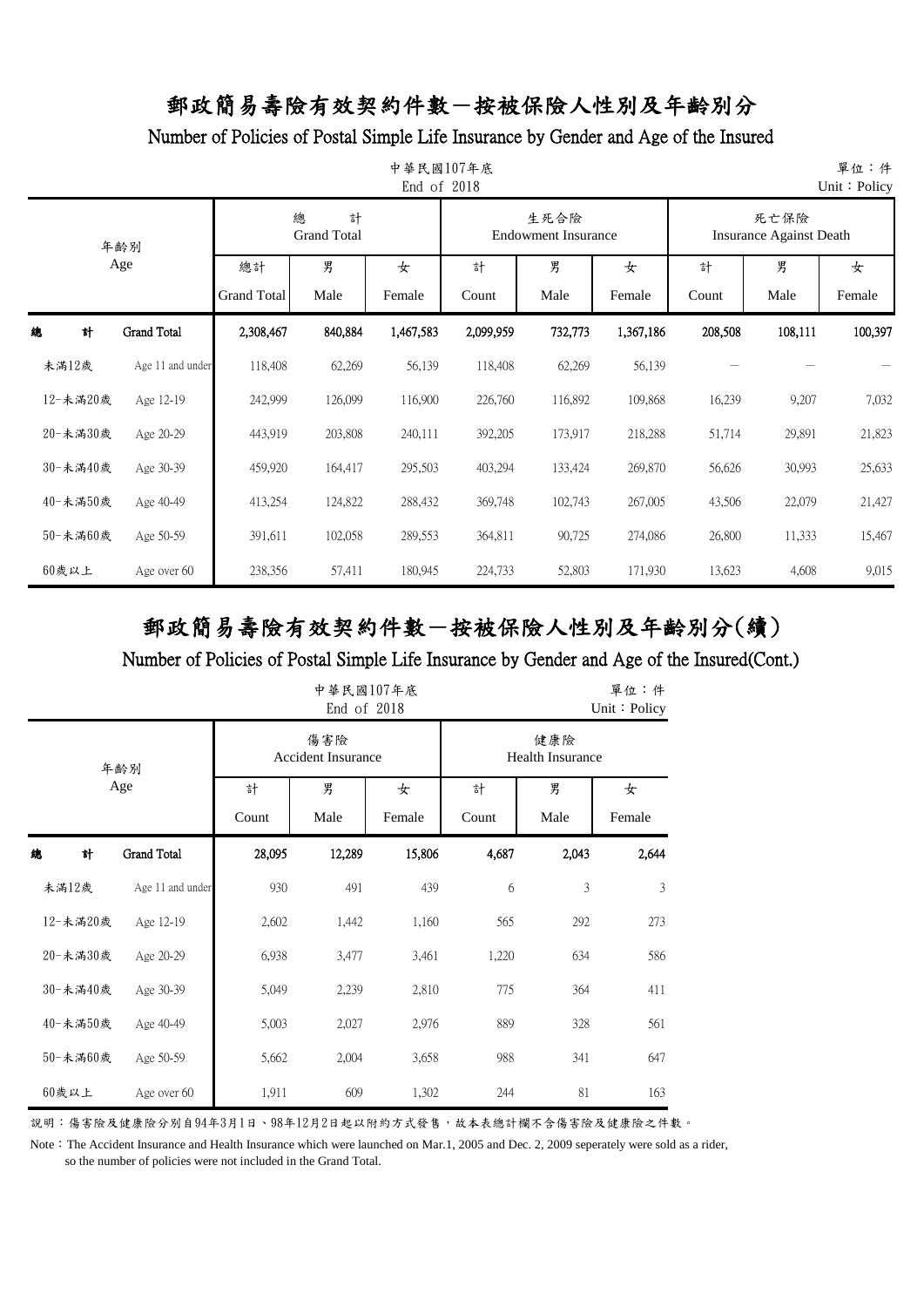# 郵政簡易壽險有效契約件數－按被保險人性別及年齡別分

## Number of Policies of Postal Simple Life Insurance by Gender and Age of the Insured

中華民國107年底
End of 2018

單位：件
Unit：Policy

| 年齡別 Age | | 總計 Grand Total | | | 生死合險 Endowment Insurance | | | 死亡保險 Insurance Against Death | | |
|---|---|---|---|---|---|---|---|---|---|---|
| | | 總計 Grand Total | 男 Male | 女 Female | 計 Count | 男 Male | 女 Female | 計 Count | 男 Male | 女 Female |
| **總　計** | **Grand Total** | **2,308,467** | **840,884** | **1,467,583** | **2,099,959** | **732,773** | **1,367,186** | **208,508** | **108,111** | **100,397** |
| 未滿12歲 | Age 11 and under | 118,408 | 62,269 | 56,139 | 118,408 | 62,269 | 56,139 | － | － | － |
| 12-未滿20歲 | Age 12-19 | 242,999 | 126,099 | 116,900 | 226,760 | 116,892 | 109,868 | 16,239 | 9,207 | 7,032 |
| 20-未滿30歲 | Age 20-29 | 443,919 | 203,808 | 240,111 | 392,205 | 173,917 | 218,288 | 51,714 | 29,891 | 21,823 |
| 30-未滿40歲 | Age 30-39 | 459,920 | 164,417 | 295,503 | 403,294 | 133,424 | 269,870 | 56,626 | 30,993 | 25,633 |
| 40-未滿50歲 | Age 40-49 | 413,254 | 124,822 | 288,432 | 369,748 | 102,743 | 267,005 | 43,506 | 22,079 | 21,427 |
| 50-未滿60歲 | Age 50-59 | 391,611 | 102,058 | 289,553 | 364,811 | 90,725 | 274,086 | 26,800 | 11,333 | 15,467 |
| 60歲以上 | Age over 60 | 238,356 | 57,411 | 180,945 | 224,733 | 52,803 | 171,930 | 13,623 | 4,608 | 9,015 |

# 郵政簡易壽險有效契約件數－按被保險人性別及年齡別分(續)

## Number of Policies of Postal Simple Life Insurance by Gender and Age of the Insured(Cont.)

中華民國107年底
End of 2018

單位：件
Unit：Policy

| 年齡別 Age | | 傷害險 Accident Insurance | | | 健康險 Health Insurance | | |
|---|---|---|---|---|---|---|---|
| | | 計 Count | 男 Male | 女 Female | 計 Count | 男 Male | 女 Female |
| **總　計** | **Grand Total** | **28,095** | **12,289** | **15,806** | **4,687** | **2,043** | **2,644** |
| 未滿12歲 | Age 11 and under | 930 | 491 | 439 | 6 | 3 | 3 |
| 12-未滿20歲 | Age 12-19 | 2,602 | 1,442 | 1,160 | 565 | 292 | 273 |
| 20-未滿30歲 | Age 20-29 | 6,938 | 3,477 | 3,461 | 1,220 | 634 | 586 |
| 30-未滿40歲 | Age 30-39 | 5,049 | 2,239 | 2,810 | 775 | 364 | 411 |
| 40-未滿50歲 | Age 40-49 | 5,003 | 2,027 | 2,976 | 889 | 328 | 561 |
| 50-未滿60歲 | Age 50-59 | 5,662 | 2,004 | 3,658 | 988 | 341 | 647 |
| 60歲以上 | Age over 60 | 1,911 | 609 | 1,302 | 244 | 81 | 163 |

說明：傷害險及健康險分別自94年3月1日、98年12月2日起以附約方式發售，故本表總計欄不含傷害險及健康險之件數。

Note：The Accident Insurance and Health Insurance which were launched on Mar.1, 2005 and Dec. 2, 2009 seperately were sold as a rider, so the number of policies were not included in the Grand Total.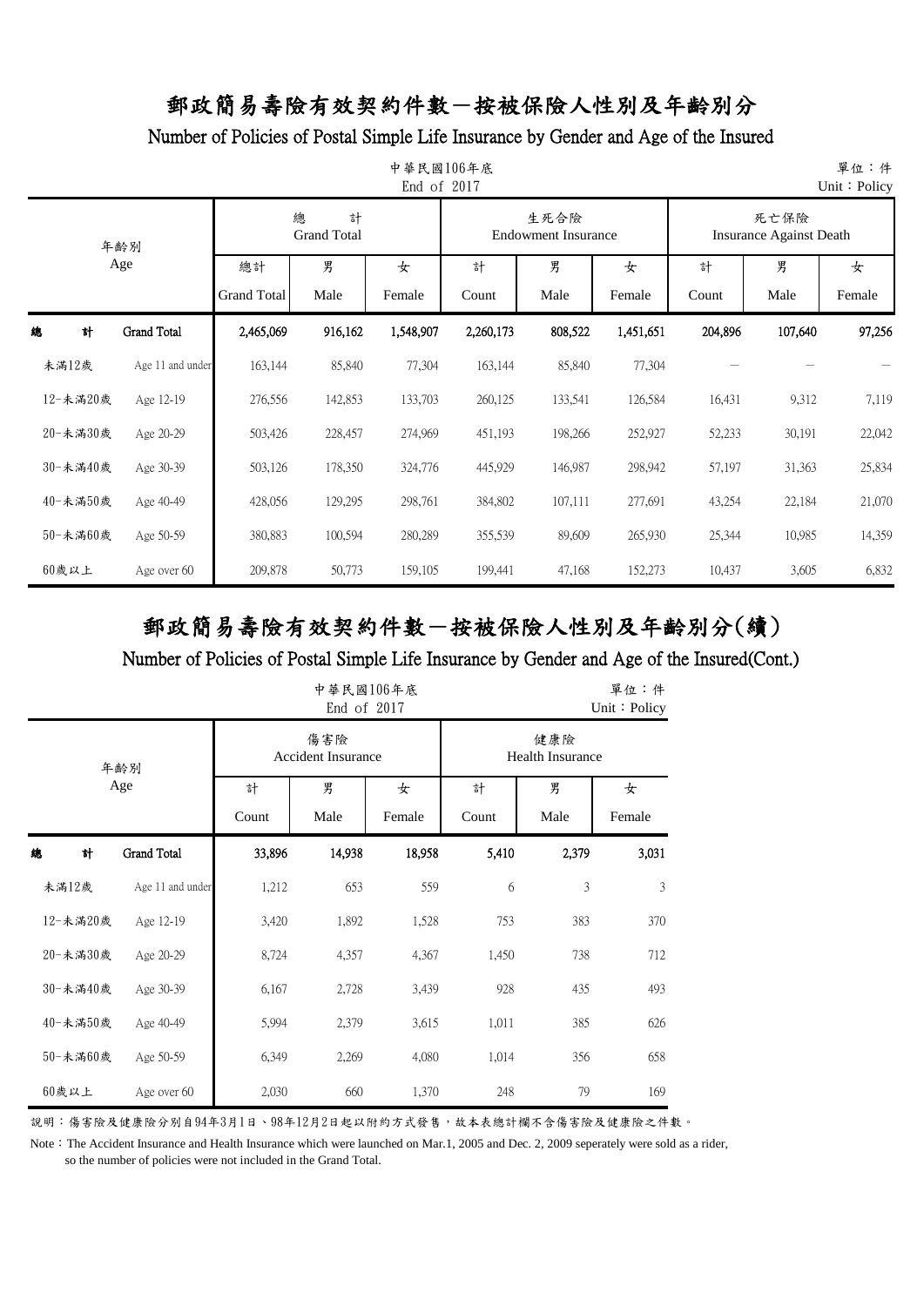# 郵政簡易壽險有效契約件數－按被保險人性別及年齡別分

## Number of Policies of Postal Simple Life Insurance by Gender and Age of the Insured

中華民國106年底
End of 2017

單位：件
Unit：Policy

| 年齡別 Age | | 總計 Grand Total | | | 生死合險 Endowment Insurance | | | 死亡保險 Insurance Against Death | | |
|---|---|---|---|---|---|---|---|---|---|---|
| | | 總計 Grand Total | 男 Male | 女 Female | 計 Count | 男 Male | 女 Female | 計 Count | 男 Male | 女 Female |
| 總計 | Grand Total | 2,465,069 | 916,162 | 1,548,907 | 2,260,173 | 808,522 | 1,451,651 | 204,896 | 107,640 | 97,256 |
| 未滿12歲 | Age 11 and under | 163,144 | 85,840 | 77,304 | 163,144 | 85,840 | 77,304 | － | － | － |
| 12-未滿20歲 | Age 12-19 | 276,556 | 142,853 | 133,703 | 260,125 | 133,541 | 126,584 | 16,431 | 9,312 | 7,119 |
| 20-未滿30歲 | Age 20-29 | 503,426 | 228,457 | 274,969 | 451,193 | 198,266 | 252,927 | 52,233 | 30,191 | 22,042 |
| 30-未滿40歲 | Age 30-39 | 503,126 | 178,350 | 324,776 | 445,929 | 146,987 | 298,942 | 57,197 | 31,363 | 25,834 |
| 40-未滿50歲 | Age 40-49 | 428,056 | 129,295 | 298,761 | 384,802 | 107,111 | 277,691 | 43,254 | 22,184 | 21,070 |
| 50-未滿60歲 | Age 50-59 | 380,883 | 100,594 | 280,289 | 355,539 | 89,609 | 265,930 | 25,344 | 10,985 | 14,359 |
| 60歲以上 | Age over 60 | 209,878 | 50,773 | 159,105 | 199,441 | 47,168 | 152,273 | 10,437 | 3,605 | 6,832 |

# 郵政簡易壽險有效契約件數－按被保險人性別及年齡別分(續)

## Number of Policies of Postal Simple Life Insurance by Gender and Age of the Insured(Cont.)

中華民國106年底
End of 2017

單位：件
Unit：Policy

| 年齡別 Age | | 傷害險 Accident Insurance | | | 健康險 Health Insurance | | |
|---|---|---|---|---|---|---|---|
| | | 計 Count | 男 Male | 女 Female | 計 Count | 男 Male | 女 Female |
| 總計 | Grand Total | 33,896 | 14,938 | 18,958 | 5,410 | 2,379 | 3,031 |
| 未滿12歲 | Age 11 and under | 1,212 | 653 | 559 | 6 | 3 | 3 |
| 12-未滿20歲 | Age 12-19 | 3,420 | 1,892 | 1,528 | 753 | 383 | 370 |
| 20-未滿30歲 | Age 20-29 | 8,724 | 4,357 | 4,367 | 1,450 | 738 | 712 |
| 30-未滿40歲 | Age 30-39 | 6,167 | 2,728 | 3,439 | 928 | 435 | 493 |
| 40-未滿50歲 | Age 40-49 | 5,994 | 2,379 | 3,615 | 1,011 | 385 | 626 |
| 50-未滿60歲 | Age 50-59 | 6,349 | 2,269 | 4,080 | 1,014 | 356 | 658 |
| 60歲以上 | Age over 60 | 2,030 | 660 | 1,370 | 248 | 79 | 169 |

說明：傷害險及健康險分別自94年3月1日、98年12月2日起以附約方式發售，故本表總計欄不含傷害險及健康險之件數。

Note：The Accident Insurance and Health Insurance which were launched on Mar.1, 2005 and Dec. 2, 2009 seperately were sold as a rider, so the number of policies were not included in the Grand Total.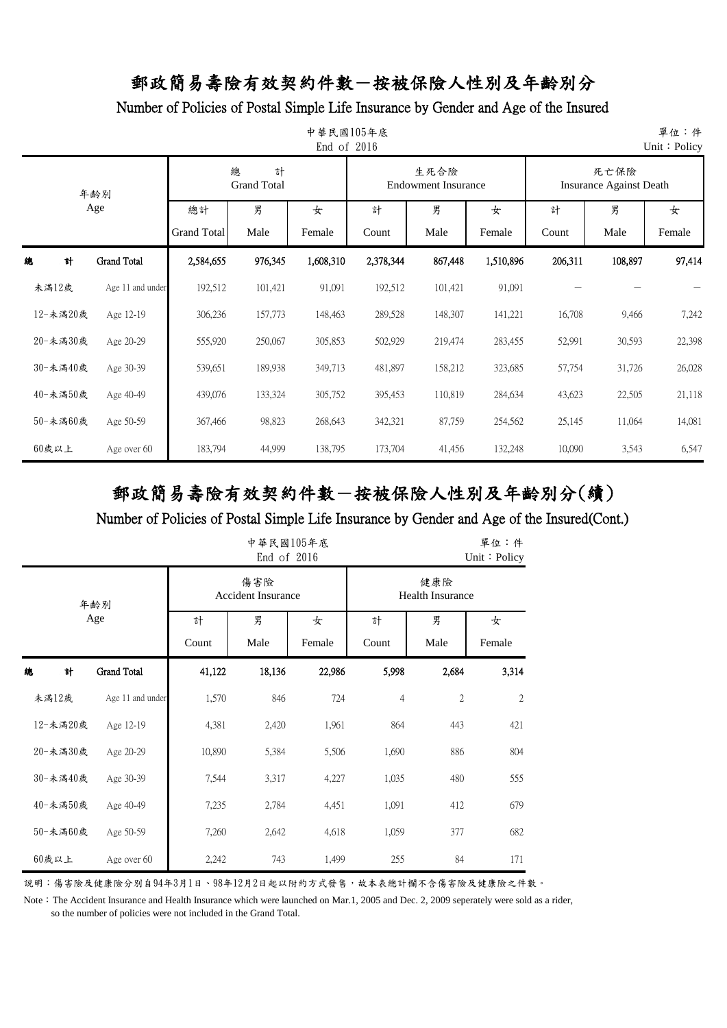# 郵政簡易壽險有效契約件數－按被保險人性別及年齡別分

## Number of Policies of Postal Simple Life Insurance by Gender and Age of the Insured

中華民國105年底
End of 2016

單位：件
Unit：Policy

| 年齡別 Age | | 總計 Grand Total | | | 生死合險 Endowment Insurance | | | 死亡保險 Insurance Against Death | | |
|---|---|---|---|---|---|---|---|---|---|---|
| | | 總計 Grand Total | 男 Male | 女 Female | 計 Count | 男 Male | 女 Female | 計 Count | 男 Male | 女 Female |
| **總　計** | **Grand Total** | **2,584,655** | **976,345** | **1,608,310** | **2,378,344** | **867,448** | **1,510,896** | **206,311** | **108,897** | **97,414** |
| 未滿12歲 | Age 11 and under | 192,512 | 101,421 | 91,091 | 192,512 | 101,421 | 91,091 | － | － | － |
| 12-未滿20歲 | Age 12-19 | 306,236 | 157,773 | 148,463 | 289,528 | 148,307 | 141,221 | 16,708 | 9,466 | 7,242 |
| 20-未滿30歲 | Age 20-29 | 555,920 | 250,067 | 305,853 | 502,929 | 219,474 | 283,455 | 52,991 | 30,593 | 22,398 |
| 30-未滿40歲 | Age 30-39 | 539,651 | 189,938 | 349,713 | 481,897 | 158,212 | 323,685 | 57,754 | 31,726 | 26,028 |
| 40-未滿50歲 | Age 40-49 | 439,076 | 133,324 | 305,752 | 395,453 | 110,819 | 284,634 | 43,623 | 22,505 | 21,118 |
| 50-未滿60歲 | Age 50-59 | 367,466 | 98,823 | 268,643 | 342,321 | 87,759 | 254,562 | 25,145 | 11,064 | 14,081 |
| 60歲以上 | Age over 60 | 183,794 | 44,999 | 138,795 | 173,704 | 41,456 | 132,248 | 10,090 | 3,543 | 6,547 |

# 郵政簡易壽險有效契約件數－按被保險人性別及年齡別分(續)

## Number of Policies of Postal Simple Life Insurance by Gender and Age of the Insured(Cont.)

中華民國105年底
End of 2016

單位：件
Unit：Policy

| 年齡別 Age | | 傷害險 Accident Insurance | | | 健康險 Health Insurance | | |
|---|---|---|---|---|---|---|---|
| | | 計 Count | 男 Male | 女 Female | 計 Count | 男 Male | 女 Female |
| **總　計** | **Grand Total** | **41,122** | **18,136** | **22,986** | **5,998** | **2,684** | **3,314** |
| 未滿12歲 | Age 11 and under | 1,570 | 846 | 724 | 4 | 2 | 2 |
| 12-未滿20歲 | Age 12-19 | 4,381 | 2,420 | 1,961 | 864 | 443 | 421 |
| 20-未滿30歲 | Age 20-29 | 10,890 | 5,384 | 5,506 | 1,690 | 886 | 804 |
| 30-未滿40歲 | Age 30-39 | 7,544 | 3,317 | 4,227 | 1,035 | 480 | 555 |
| 40-未滿50歲 | Age 40-49 | 7,235 | 2,784 | 4,451 | 1,091 | 412 | 679 |
| 50-未滿60歲 | Age 50-59 | 7,260 | 2,642 | 4,618 | 1,059 | 377 | 682 |
| 60歲以上 | Age over 60 | 2,242 | 743 | 1,499 | 255 | 84 | 171 |

說明：傷害險及健康險分別自94年3月1日、98年12月2日起以附約方式發售，故本表總計欄不含傷害險及健康險之件數。

Note：The Accident Insurance and Health Insurance which were launched on Mar.1, 2005 and Dec. 2, 2009 seperately were sold as a rider, so the number of policies were not included in the Grand Total.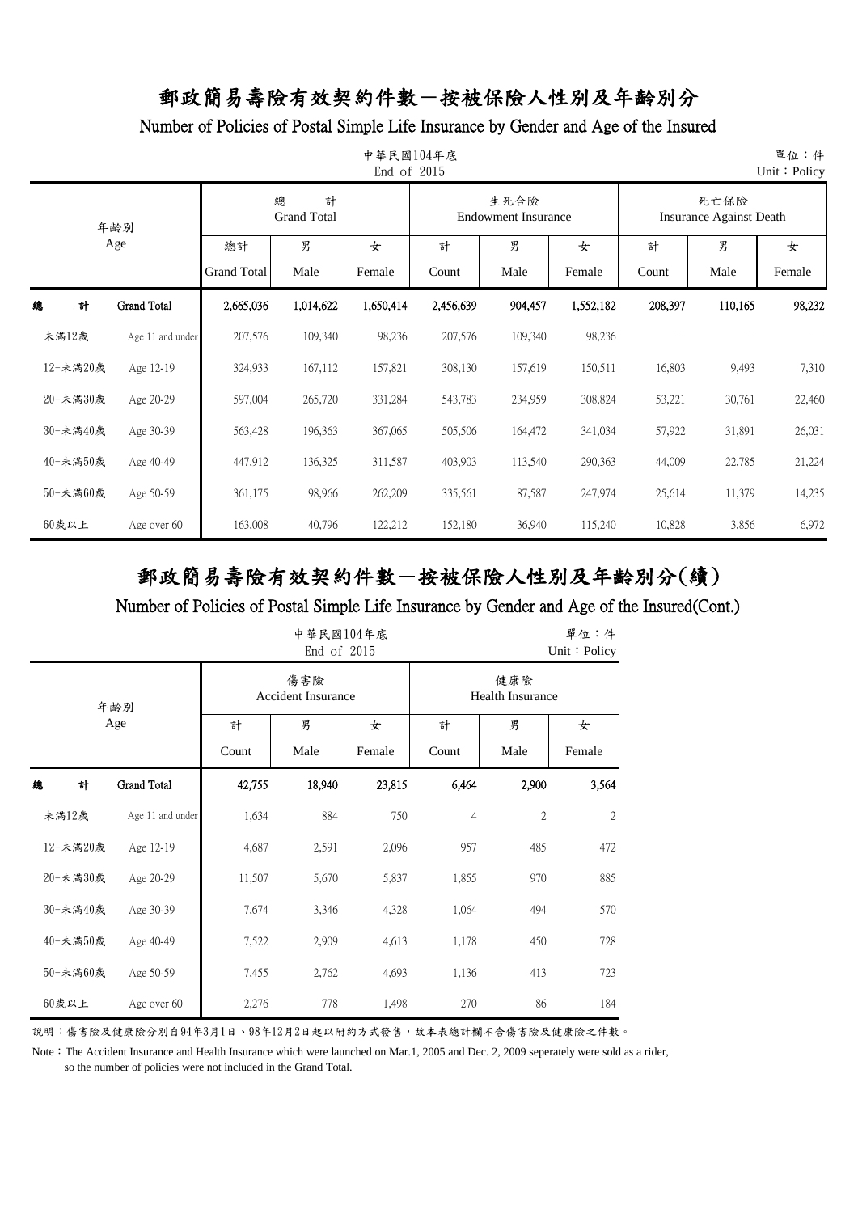# 郵政簡易壽險有效契約件數－按被保險人性別及年齡別分

## Number of Policies of Postal Simple Life Insurance by Gender and Age of the Insured

中華民國104年底
End of 2015

單位：件
Unit：Policy

| 年齡別 Age | | 總計 Grand Total | | | 生死合險 Endowment Insurance | | | 死亡保險 Insurance Against Death | | |
|---|---|---|---|---|---|---|---|---|---|---|
| | | 總計 Grand Total | 男 Male | 女 Female | 計 Count | 男 Male | 女 Female | 計 Count | 男 Male | 女 Female |
| 總　計 | Grand Total | 2,665,036 | 1,014,622 | 1,650,414 | 2,456,639 | 904,457 | 1,552,182 | 208,397 | 110,165 | 98,232 |
| 未滿12歲 | Age 11 and under | 207,576 | 109,340 | 98,236 | 207,576 | 109,340 | 98,236 | － | － | － |
| 12-未滿20歲 | Age 12-19 | 324,933 | 167,112 | 157,821 | 308,130 | 157,619 | 150,511 | 16,803 | 9,493 | 7,310 |
| 20-未滿30歲 | Age 20-29 | 597,004 | 265,720 | 331,284 | 543,783 | 234,959 | 308,824 | 53,221 | 30,761 | 22,460 |
| 30-未滿40歲 | Age 30-39 | 563,428 | 196,363 | 367,065 | 505,506 | 164,472 | 341,034 | 57,922 | 31,891 | 26,031 |
| 40-未滿50歲 | Age 40-49 | 447,912 | 136,325 | 311,587 | 403,903 | 113,540 | 290,363 | 44,009 | 22,785 | 21,224 |
| 50-未滿60歲 | Age 50-59 | 361,175 | 98,966 | 262,209 | 335,561 | 87,587 | 247,974 | 25,614 | 11,379 | 14,235 |
| 60歲以上 | Age over 60 | 163,008 | 40,796 | 122,212 | 152,180 | 36,940 | 115,240 | 10,828 | 3,856 | 6,972 |

# 郵政簡易壽險有效契約件數－按被保險人性別及年齡別分(續)

## Number of Policies of Postal Simple Life Insurance by Gender and Age of the Insured(Cont.)

中華民國104年底
End of 2015

單位：件
Unit：Policy

| 年齡別 Age | | 傷害險 Accident Insurance | | | 健康險 Health Insurance | | |
|---|---|---|---|---|---|---|---|
| | | 計 Count | 男 Male | 女 Female | 計 Count | 男 Male | 女 Female |
| 總　計 | Grand Total | 42,755 | 18,940 | 23,815 | 6,464 | 2,900 | 3,564 |
| 未滿12歲 | Age 11 and under | 1,634 | 884 | 750 | 4 | 2 | 2 |
| 12-未滿20歲 | Age 12-19 | 4,687 | 2,591 | 2,096 | 957 | 485 | 472 |
| 20-未滿30歲 | Age 20-29 | 11,507 | 5,670 | 5,837 | 1,855 | 970 | 885 |
| 30-未滿40歲 | Age 30-39 | 7,674 | 3,346 | 4,328 | 1,064 | 494 | 570 |
| 40-未滿50歲 | Age 40-49 | 7,522 | 2,909 | 4,613 | 1,178 | 450 | 728 |
| 50-未滿60歲 | Age 50-59 | 7,455 | 2,762 | 4,693 | 1,136 | 413 | 723 |
| 60歲以上 | Age over 60 | 2,276 | 778 | 1,498 | 270 | 86 | 184 |

說明：傷害險及健康險分別自94年3月1日、98年12月2日起以附約方式發售，故本表總計欄不含傷害險及健康險之件數。

Note：The Accident Insurance and Health Insurance which were launched on Mar.1, 2005 and Dec. 2, 2009 seperately were sold as a rider, so the number of policies were not included in the Grand Total.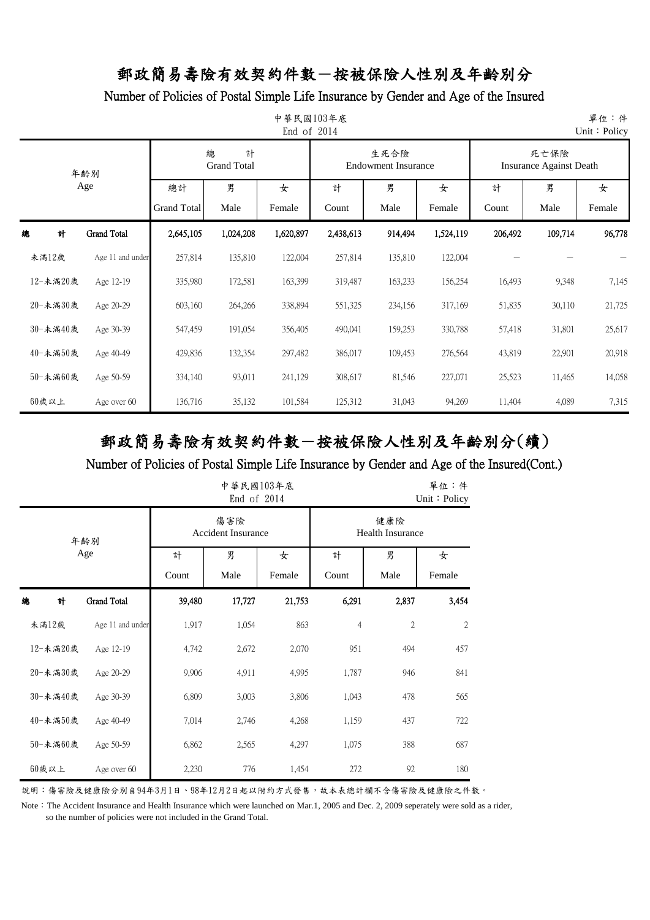# 郵政簡易壽險有效契約件數－按被保險人性別及年齡別分

## Number of Policies of Postal Simple Life Insurance by Gender and Age of the Insured

中華民國103年底
End of 2014

單位：件
Unit：Policy

| 年齡別 Age | | 總計 Grand Total | | | 生死合險 Endowment Insurance | | | 死亡保險 Insurance Against Death | | |
|---|---|---|---|---|---|---|---|---|---|---|
| | | 總計 Grand Total | 男 Male | 女 Female | 計 Count | 男 Male | 女 Female | 計 Count | 男 Male | 女 Female |
| **總計** | **Grand Total** | **2,645,105** | **1,024,208** | **1,620,897** | **2,438,613** | **914,494** | **1,524,119** | **206,492** | **109,714** | **96,778** |
| 未滿12歲 | Age 11 and under | 257,814 | 135,810 | 122,004 | 257,814 | 135,810 | 122,004 | － | － | － |
| 12-未滿20歲 | Age 12-19 | 335,980 | 172,581 | 163,399 | 319,487 | 163,233 | 156,254 | 16,493 | 9,348 | 7,145 |
| 20-未滿30歲 | Age 20-29 | 603,160 | 264,266 | 338,894 | 551,325 | 234,156 | 317,169 | 51,835 | 30,110 | 21,725 |
| 30-未滿40歲 | Age 30-39 | 547,459 | 191,054 | 356,405 | 490,041 | 159,253 | 330,788 | 57,418 | 31,801 | 25,617 |
| 40-未滿50歲 | Age 40-49 | 429,836 | 132,354 | 297,482 | 386,017 | 109,453 | 276,564 | 43,819 | 22,901 | 20,918 |
| 50-未滿60歲 | Age 50-59 | 334,140 | 93,011 | 241,129 | 308,617 | 81,546 | 227,071 | 25,523 | 11,465 | 14,058 |
| 60歲以上 | Age over 60 | 136,716 | 35,132 | 101,584 | 125,312 | 31,043 | 94,269 | 11,404 | 4,089 | 7,315 |

# 郵政簡易壽險有效契約件數－按被保險人性別及年齡別分(續)

## Number of Policies of Postal Simple Life Insurance by Gender and Age of the Insured(Cont.)

中華民國103年底
End of 2014

單位：件
Unit：Policy

| 年齡別 Age | | 傷害險 Accident Insurance | | | 健康險 Health Insurance | | |
|---|---|---|---|---|---|---|---|
| | | 計 Count | 男 Male | 女 Female | 計 Count | 男 Male | 女 Female |
| **總計** | **Grand Total** | **39,480** | **17,727** | **21,753** | **6,291** | **2,837** | **3,454** |
| 未滿12歲 | Age 11 and under | 1,917 | 1,054 | 863 | 4 | 2 | 2 |
| 12-未滿20歲 | Age 12-19 | 4,742 | 2,672 | 2,070 | 951 | 494 | 457 |
| 20-未滿30歲 | Age 20-29 | 9,906 | 4,911 | 4,995 | 1,787 | 946 | 841 |
| 30-未滿40歲 | Age 30-39 | 6,809 | 3,003 | 3,806 | 1,043 | 478 | 565 |
| 40-未滿50歲 | Age 40-49 | 7,014 | 2,746 | 4,268 | 1,159 | 437 | 722 |
| 50-未滿60歲 | Age 50-59 | 6,862 | 2,565 | 4,297 | 1,075 | 388 | 687 |
| 60歲以上 | Age over 60 | 2,230 | 776 | 1,454 | 272 | 92 | 180 |

說明：傷害險及健康險分別自94年3月1日、98年12月2日起以附約方式發售，故本表總計欄不含傷害險及健康險之件數。

Note：The Accident Insurance and Health Insurance which were launched on Mar.1, 2005 and Dec. 2, 2009 seperately were sold as a rider, so the number of policies were not included in the Grand Total.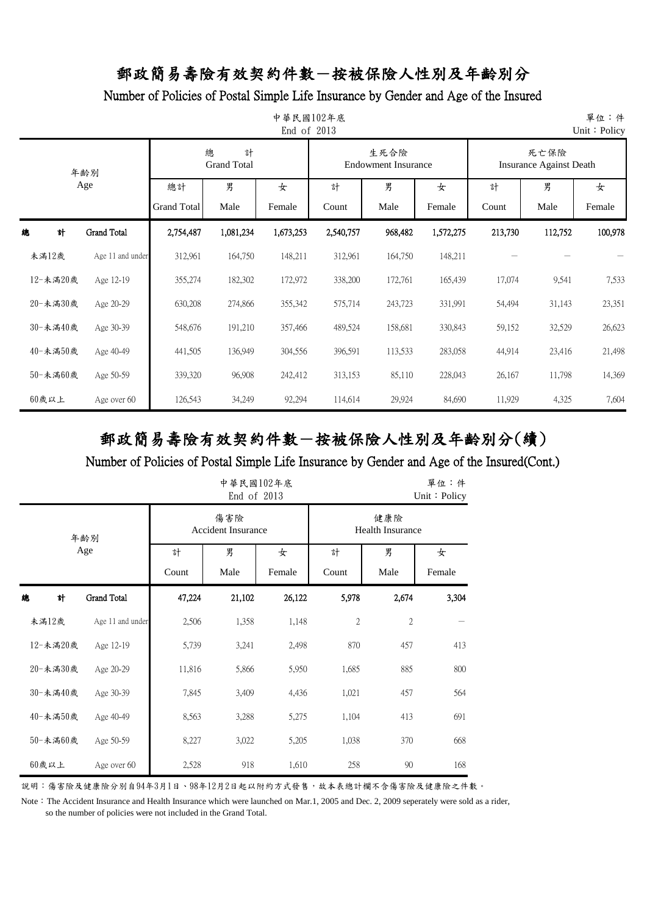# 郵政簡易壽險有效契約件數－按被保險人性別及年齡別分

## Number of Policies of Postal Simple Life Insurance by Gender and Age of the Insured

中華民國102年底
End of 2013

單位：件
Unit：Policy

| 年齡別 Age | | 總計 Grand Total | | | 生死合險 Endowment Insurance | | | 死亡保險 Insurance Against Death | | |
|---|---|---|---|---|---|---|---|---|---|---|
| | | 總計 Grand Total | 男 Male | 女 Female | 計 Count | 男 Male | 女 Female | 計 Count | 男 Male | 女 Female |
| **總計** | **Grand Total** | **2,754,487** | **1,081,234** | **1,673,253** | **2,540,757** | **968,482** | **1,572,275** | **213,730** | **112,752** | **100,978** |
| 未滿12歲 | Age 11 and under | 312,961 | 164,750 | 148,211 | 312,961 | 164,750 | 148,211 | － | － | － |
| 12-未滿20歲 | Age 12-19 | 355,274 | 182,302 | 172,972 | 338,200 | 172,761 | 165,439 | 17,074 | 9,541 | 7,533 |
| 20-未滿30歲 | Age 20-29 | 630,208 | 274,866 | 355,342 | 575,714 | 243,723 | 331,991 | 54,494 | 31,143 | 23,351 |
| 30-未滿40歲 | Age 30-39 | 548,676 | 191,210 | 357,466 | 489,524 | 158,681 | 330,843 | 59,152 | 32,529 | 26,623 |
| 40-未滿50歲 | Age 40-49 | 441,505 | 136,949 | 304,556 | 396,591 | 113,533 | 283,058 | 44,914 | 23,416 | 21,498 |
| 50-未滿60歲 | Age 50-59 | 339,320 | 96,908 | 242,412 | 313,153 | 85,110 | 228,043 | 26,167 | 11,798 | 14,369 |
| 60歲以上 | Age over 60 | 126,543 | 34,249 | 92,294 | 114,614 | 29,924 | 84,690 | 11,929 | 4,325 | 7,604 |

# 郵政簡易壽險有效契約件數－按被保險人性別及年齡別分(續)

## Number of Policies of Postal Simple Life Insurance by Gender and Age of the Insured(Cont.)

中華民國102年底
End of 2013

單位：件
Unit：Policy

| 年齡別 Age | | 傷害險 Accident Insurance | | | 健康險 Health Insurance | | |
|---|---|---|---|---|---|---|---|
| | | 計 Count | 男 Male | 女 Female | 計 Count | 男 Male | 女 Female |
| **總計** | **Grand Total** | **47,224** | **21,102** | **26,122** | **5,978** | **2,674** | **3,304** |
| 未滿12歲 | Age 11 and under | 2,506 | 1,358 | 1,148 | 2 | 2 | － |
| 12-未滿20歲 | Age 12-19 | 5,739 | 3,241 | 2,498 | 870 | 457 | 413 |
| 20-未滿30歲 | Age 20-29 | 11,816 | 5,866 | 5,950 | 1,685 | 885 | 800 |
| 30-未滿40歲 | Age 30-39 | 7,845 | 3,409 | 4,436 | 1,021 | 457 | 564 |
| 40-未滿50歲 | Age 40-49 | 8,563 | 3,288 | 5,275 | 1,104 | 413 | 691 |
| 50-未滿60歲 | Age 50-59 | 8,227 | 3,022 | 5,205 | 1,038 | 370 | 668 |
| 60歲以上 | Age over 60 | 2,528 | 918 | 1,610 | 258 | 90 | 168 |

說明：傷害險及健康險分別自94年3月1日、98年12月2日起以附約方式發售，故本表總計欄不含傷害險及健康險之件數。

Note：The Accident Insurance and Health Insurance which were launched on Mar.1, 2005 and Dec. 2, 2009 seperately were sold as a rider, so the number of policies were not included in the Grand Total.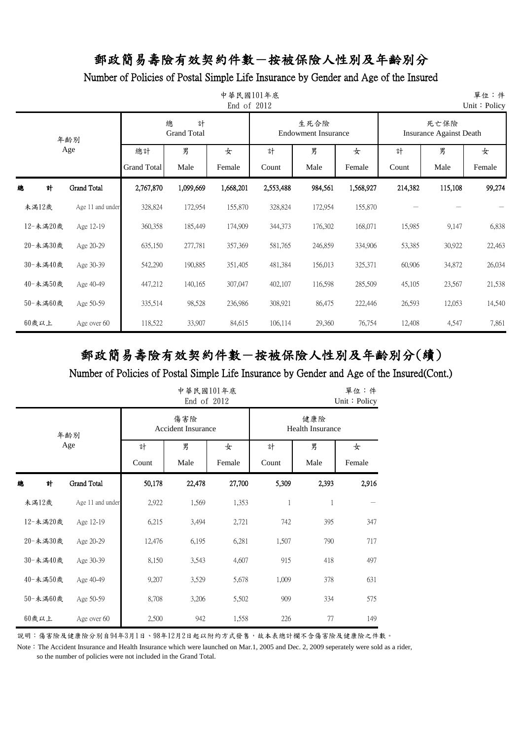# 郵政簡易壽險有效契約件數－按被保險人性別及年齡別分

## Number of Policies of Postal Simple Life Insurance by Gender and Age of the Insured

中華民國101年底
End of 2012

單位：件
Unit：Policy

| 年齡別 Age | | 總計 Grand Total 總計 Grand Total | 總計 Grand Total 男 Male | 總計 Grand Total 女 Female | 生死合險 Endowment Insurance 計 Count | 生死合險 Endowment Insurance 男 Male | 生死合險 Endowment Insurance 女 Female | 死亡保險 Insurance Against Death 計 Count | 死亡保險 Insurance Against Death 男 Male | 死亡保險 Insurance Against Death 女 Female |
|---|---|---|---|---|---|---|---|---|---|---|
| **總計** | **Grand Total** | **2,767,870** | **1,099,669** | **1,668,201** | **2,553,488** | **984,561** | **1,568,927** | **214,382** | **115,108** | **99,274** |
| 未滿12歲 | Age 11 and under | 328,824 | 172,954 | 155,870 | 328,824 | 172,954 | 155,870 | － | － | － |
| 12-未滿20歲 | Age 12-19 | 360,358 | 185,449 | 174,909 | 344,373 | 176,302 | 168,071 | 15,985 | 9,147 | 6,838 |
| 20-未滿30歲 | Age 20-29 | 635,150 | 277,781 | 357,369 | 581,765 | 246,859 | 334,906 | 53,385 | 30,922 | 22,463 |
| 30-未滿40歲 | Age 30-39 | 542,290 | 190,885 | 351,405 | 481,384 | 156,013 | 325,371 | 60,906 | 34,872 | 26,034 |
| 40-未滿50歲 | Age 40-49 | 447,212 | 140,165 | 307,047 | 402,107 | 116,598 | 285,509 | 45,105 | 23,567 | 21,538 |
| 50-未滿60歲 | Age 50-59 | 335,514 | 98,528 | 236,986 | 308,921 | 86,475 | 222,446 | 26,593 | 12,053 | 14,540 |
| 60歲以上 | Age over 60 | 118,522 | 33,907 | 84,615 | 106,114 | 29,360 | 76,754 | 12,408 | 4,547 | 7,861 |

# 郵政簡易壽險有效契約件數－按被保險人性別及年齡別分(續)

## Number of Policies of Postal Simple Life Insurance by Gender and Age of the Insured(Cont.)

中華民國101年底
End of 2012

單位：件
Unit：Policy

| 年齡別 Age | | 傷害險 Accident Insurance 計 Count | 傷害險 Accident Insurance 男 Male | 傷害險 Accident Insurance 女 Female | 健康險 Health Insurance 計 Count | 健康險 Health Insurance 男 Male | 健康險 Health Insurance 女 Female |
|---|---|---|---|---|---|---|---|
| **總計** | **Grand Total** | **50,178** | **22,478** | **27,700** | **5,309** | **2,393** | **2,916** |
| 未滿12歲 | Age 11 and under | 2,922 | 1,569 | 1,353 | 1 | 1 | － |
| 12-未滿20歲 | Age 12-19 | 6,215 | 3,494 | 2,721 | 742 | 395 | 347 |
| 20-未滿30歲 | Age 20-29 | 12,476 | 6,195 | 6,281 | 1,507 | 790 | 717 |
| 30-未滿40歲 | Age 30-39 | 8,150 | 3,543 | 4,607 | 915 | 418 | 497 |
| 40-未滿50歲 | Age 40-49 | 9,207 | 3,529 | 5,678 | 1,009 | 378 | 631 |
| 50-未滿60歲 | Age 50-59 | 8,708 | 3,206 | 5,502 | 909 | 334 | 575 |
| 60歲以上 | Age over 60 | 2,500 | 942 | 1,558 | 226 | 77 | 149 |

說明：傷害險及健康險分別自94年3月1日、98年12月2日起以附約方式發售，故本表總計欄不含傷害險及健康險之件數。

Note：The Accident Insurance and Health Insurance which were launched on Mar.1, 2005 and Dec. 2, 2009 seperately were sold as a rider, so the number of policies were not included in the Grand Total.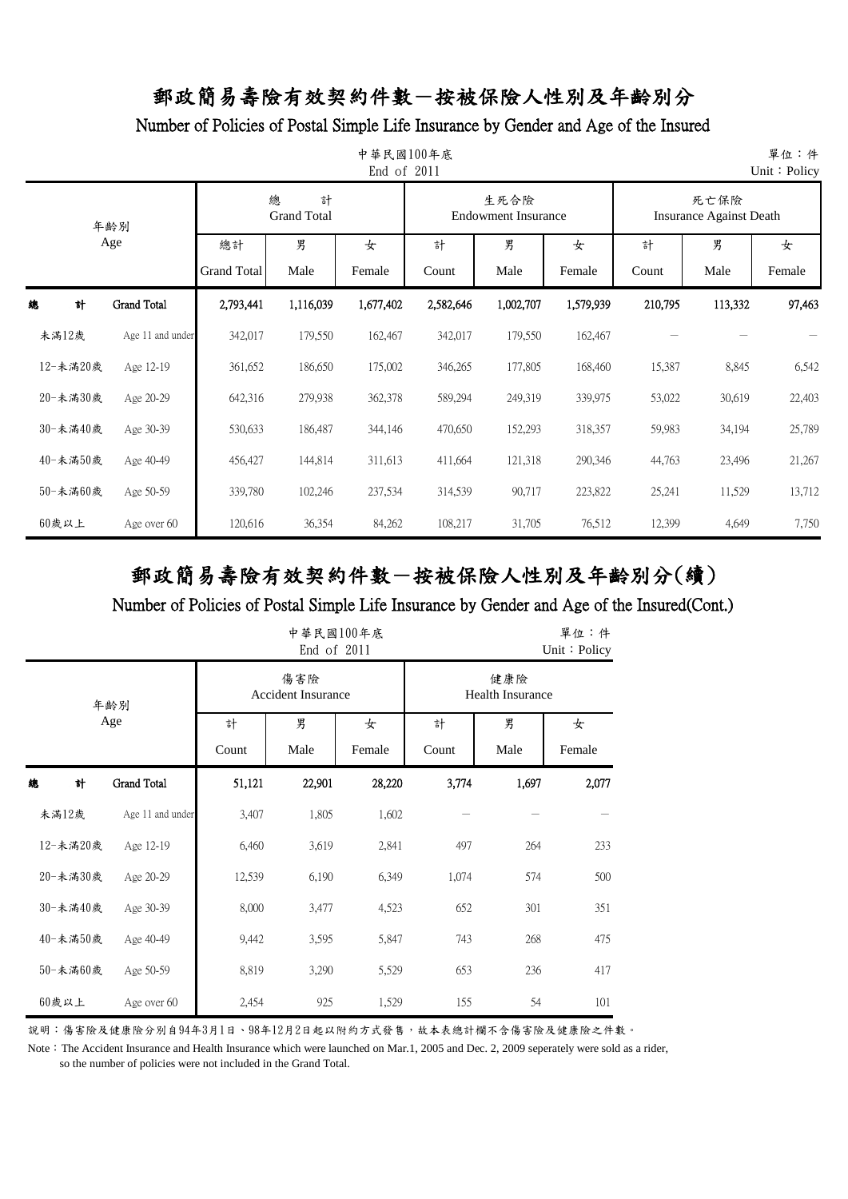# 郵政簡易壽險有效契約件數－按被保險人性別及年齡別分

## Number of Policies of Postal Simple Life Insurance by Gender and Age of the Insured

中華民國100年底
End of 2011

單位：件
Unit：Policy

| 年齡別 Age | | 總計 Grand Total | | | 生死合險 Endowment Insurance | | | 死亡保險 Insurance Against Death | | |
|---|---|---|---|---|---|---|---|---|---|---|
| | | 總計 Grand Total | 男 Male | 女 Female | 計 Count | 男 Male | 女 Female | 計 Count | 男 Male | 女 Female |
| **總　計** | **Grand Total** | **2,793,441** | **1,116,039** | **1,677,402** | **2,582,646** | **1,002,707** | **1,579,939** | **210,795** | **113,332** | **97,463** |
| 未滿12歲 | Age 11 and under | 342,017 | 179,550 | 162,467 | 342,017 | 179,550 | 162,467 | － | － | － |
| 12-未滿20歲 | Age 12-19 | 361,652 | 186,650 | 175,002 | 346,265 | 177,805 | 168,460 | 15,387 | 8,845 | 6,542 |
| 20-未滿30歲 | Age 20-29 | 642,316 | 279,938 | 362,378 | 589,294 | 249,319 | 339,975 | 53,022 | 30,619 | 22,403 |
| 30-未滿40歲 | Age 30-39 | 530,633 | 186,487 | 344,146 | 470,650 | 152,293 | 318,357 | 59,983 | 34,194 | 25,789 |
| 40-未滿50歲 | Age 40-49 | 456,427 | 144,814 | 311,613 | 411,664 | 121,318 | 290,346 | 44,763 | 23,496 | 21,267 |
| 50-未滿60歲 | Age 50-59 | 339,780 | 102,246 | 237,534 | 314,539 | 90,717 | 223,822 | 25,241 | 11,529 | 13,712 |
| 60歲以上 | Age over 60 | 120,616 | 36,354 | 84,262 | 108,217 | 31,705 | 76,512 | 12,399 | 4,649 | 7,750 |

# 郵政簡易壽險有效契約件數－按被保險人性別及年齡別分(續)

## Number of Policies of Postal Simple Life Insurance by Gender and Age of the Insured(Cont.)

中華民國100年底
End of 2011

單位：件
Unit：Policy

| 年齡別 Age | | 傷害險 Accident Insurance | | | 健康險 Health Insurance | | |
|---|---|---|---|---|---|---|---|
| | | 計 Count | 男 Male | 女 Female | 計 Count | 男 Male | 女 Female |
| **總　計** | **Grand Total** | **51,121** | **22,901** | **28,220** | **3,774** | **1,697** | **2,077** |
| 未滿12歲 | Age 11 and under | 3,407 | 1,805 | 1,602 | － | － | － |
| 12-未滿20歲 | Age 12-19 | 6,460 | 3,619 | 2,841 | 497 | 264 | 233 |
| 20-未滿30歲 | Age 20-29 | 12,539 | 6,190 | 6,349 | 1,074 | 574 | 500 |
| 30-未滿40歲 | Age 30-39 | 8,000 | 3,477 | 4,523 | 652 | 301 | 351 |
| 40-未滿50歲 | Age 40-49 | 9,442 | 3,595 | 5,847 | 743 | 268 | 475 |
| 50-未滿60歲 | Age 50-59 | 8,819 | 3,290 | 5,529 | 653 | 236 | 417 |
| 60歲以上 | Age over 60 | 2,454 | 925 | 1,529 | 155 | 54 | 101 |

說明：傷害險及健康險分別自94年3月1日、98年12月2日起以附約方式發售，故本表總計欄不含傷害險及健康險之件數。

Note：The Accident Insurance and Health Insurance which were launched on Mar.1, 2005 and Dec. 2, 2009 seperately were sold as a rider, so the number of policies were not included in the Grand Total.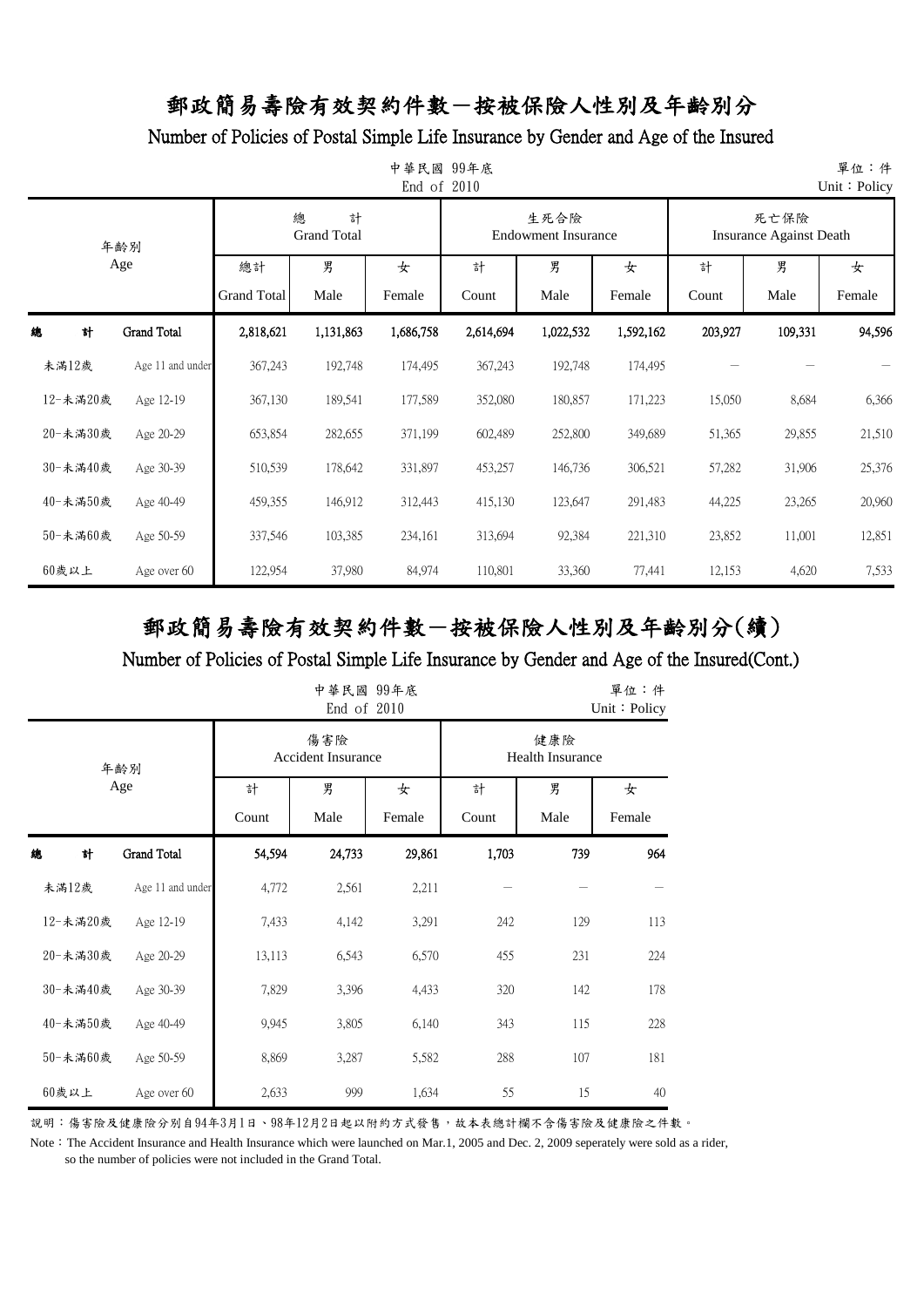# 郵政簡易壽險有效契約件數－按被保險人性別及年齡別分

## Number of Policies of Postal Simple Life Insurance by Gender and Age of the Insured

中華民國 99年底
End of 2010

單位：件
Unit：Policy

| 年齡別 Age | | 總計 Grand Total | | | 生死合險 Endowment Insurance | | | 死亡保險 Insurance Against Death | | |
|---|---|---|---|---|---|---|---|---|---|---|
| | | 總計 Grand Total | 男 Male | 女 Female | 計 Count | 男 Male | 女 Female | 計 Count | 男 Male | 女 Female |
| 總計 | Grand Total | 2,818,621 | 1,131,863 | 1,686,758 | 2,614,694 | 1,022,532 | 1,592,162 | 203,927 | 109,331 | 94,596 |
| 未滿12歲 | Age 11 and under | 367,243 | 192,748 | 174,495 | 367,243 | 192,748 | 174,495 | － | － | － |
| 12-未滿20歲 | Age 12-19 | 367,130 | 189,541 | 177,589 | 352,080 | 180,857 | 171,223 | 15,050 | 8,684 | 6,366 |
| 20-未滿30歲 | Age 20-29 | 653,854 | 282,655 | 371,199 | 602,489 | 252,800 | 349,689 | 51,365 | 29,855 | 21,510 |
| 30-未滿40歲 | Age 30-39 | 510,539 | 178,642 | 331,897 | 453,257 | 146,736 | 306,521 | 57,282 | 31,906 | 25,376 |
| 40-未滿50歲 | Age 40-49 | 459,355 | 146,912 | 312,443 | 415,130 | 123,647 | 291,483 | 44,225 | 23,265 | 20,960 |
| 50-未滿60歲 | Age 50-59 | 337,546 | 103,385 | 234,161 | 313,694 | 92,384 | 221,310 | 23,852 | 11,001 | 12,851 |
| 60歲以上 | Age over 60 | 122,954 | 37,980 | 84,974 | 110,801 | 33,360 | 77,441 | 12,153 | 4,620 | 7,533 |

# 郵政簡易壽險有效契約件數－按被保險人性別及年齡別分(續)

## Number of Policies of Postal Simple Life Insurance by Gender and Age of the Insured(Cont.)

中華民國 99年底
End of 2010

單位：件
Unit：Policy

| 年齡別 Age | | 傷害險 Accident Insurance | | | 健康險 Health Insurance | | |
|---|---|---|---|---|---|---|---|
| | | 計 Count | 男 Male | 女 Female | 計 Count | 男 Male | 女 Female |
| 總計 | Grand Total | 54,594 | 24,733 | 29,861 | 1,703 | 739 | 964 |
| 未滿12歲 | Age 11 and under | 4,772 | 2,561 | 2,211 | － | － | － |
| 12-未滿20歲 | Age 12-19 | 7,433 | 4,142 | 3,291 | 242 | 129 | 113 |
| 20-未滿30歲 | Age 20-29 | 13,113 | 6,543 | 6,570 | 455 | 231 | 224 |
| 30-未滿40歲 | Age 30-39 | 7,829 | 3,396 | 4,433 | 320 | 142 | 178 |
| 40-未滿50歲 | Age 40-49 | 9,945 | 3,805 | 6,140 | 343 | 115 | 228 |
| 50-未滿60歲 | Age 50-59 | 8,869 | 3,287 | 5,582 | 288 | 107 | 181 |
| 60歲以上 | Age over 60 | 2,633 | 999 | 1,634 | 55 | 15 | 40 |

說明：傷害險及健康險分別自94年3月1日、98年12月2日起以附約方式發售，故本表總計欄不含傷害險及健康險之件數。

Note：The Accident Insurance and Health Insurance which were launched on Mar.1, 2005 and Dec. 2, 2009 seperately were sold as a rider, so the number of policies were not included in the Grand Total.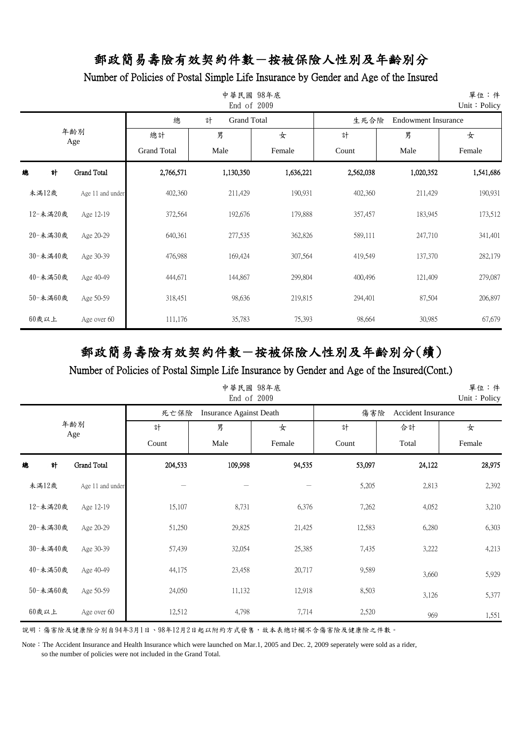# 郵政簡易壽險有效契約件數－按被保險人性別及年齡別分

## Number of Policies of Postal Simple Life Insurance by Gender and Age of the Insured

中華民國 98年底
End of 2009

單位：件
Unit：Policy

| 年齡別 Age | | 總計 Grand Total | | | 生死合險 Endowment Insurance | | |
|---|---|---|---|---|---|---|---|
| | | 總計 Grand Total | 男 Male | 女 Female | 計 Count | 男 Male | 女 Female |
| 總計 | Grand Total | 2,766,571 | 1,130,350 | 1,636,221 | 2,562,038 | 1,020,352 | 1,541,686 |
| 未滿12歲 | Age 11 and under | 402,360 | 211,429 | 190,931 | 402,360 | 211,429 | 190,931 |
| 12-未滿20歲 | Age 12-19 | 372,564 | 192,676 | 179,888 | 357,457 | 183,945 | 173,512 |
| 20-未滿30歲 | Age 20-29 | 640,361 | 277,535 | 362,826 | 589,111 | 247,710 | 341,401 |
| 30-未滿40歲 | Age 30-39 | 476,988 | 169,424 | 307,564 | 419,549 | 137,370 | 282,179 |
| 40-未滿50歲 | Age 40-49 | 444,671 | 144,867 | 299,804 | 400,496 | 121,409 | 279,087 |
| 50-未滿60歲 | Age 50-59 | 318,451 | 98,636 | 219,815 | 294,401 | 87,504 | 206,897 |
| 60歲以上 | Age over 60 | 111,176 | 35,783 | 75,393 | 98,664 | 30,985 | 67,679 |

# 郵政簡易壽險有效契約件數－按被保險人性別及年齡別分(續)

## Number of Policies of Postal Simple Life Insurance by Gender and Age of the Insured(Cont.)

中華民國 98年底
End of 2009

單位：件
Unit：Policy

| 年齡別 Age | | 死亡保險 Insurance Against Death | | | 傷害險 Accident Insurance | | |
|---|---|---|---|---|---|---|---|
| | | 計 Count | 男 Male | 女 Female | 計 Count | 合計 Total | 女 Female |
| 總計 | Grand Total | 204,533 | 109,998 | 94,535 | 53,097 | 24,122 | 28,975 |
| 未滿12歲 | Age 11 and under | － | － | － | 5,205 | 2,813 | 2,392 |
| 12-未滿20歲 | Age 12-19 | 15,107 | 8,731 | 6,376 | 7,262 | 4,052 | 3,210 |
| 20-未滿30歲 | Age 20-29 | 51,250 | 29,825 | 21,425 | 12,583 | 6,280 | 6,303 |
| 30-未滿40歲 | Age 30-39 | 57,439 | 32,054 | 25,385 | 7,435 | 3,222 | 4,213 |
| 40-未滿50歲 | Age 40-49 | 44,175 | 23,458 | 20,717 | 9,589 | 3,660 | 5,929 |
| 50-未滿60歲 | Age 50-59 | 24,050 | 11,132 | 12,918 | 8,503 | 3,126 | 5,377 |
| 60歲以上 | Age over 60 | 12,512 | 4,798 | 7,714 | 2,520 | 969 | 1,551 |

說明：傷害險及健康險分別自94年3月1日、98年12月2日起以附約方式發售，故本表總計欄不含傷害險及健康險之件數。

Note：The Accident Insurance and Health Insurance which were launched on Mar.1, 2005 and Dec. 2, 2009 seperately were sold as a rider, so the number of policies were not included in the Grand Total.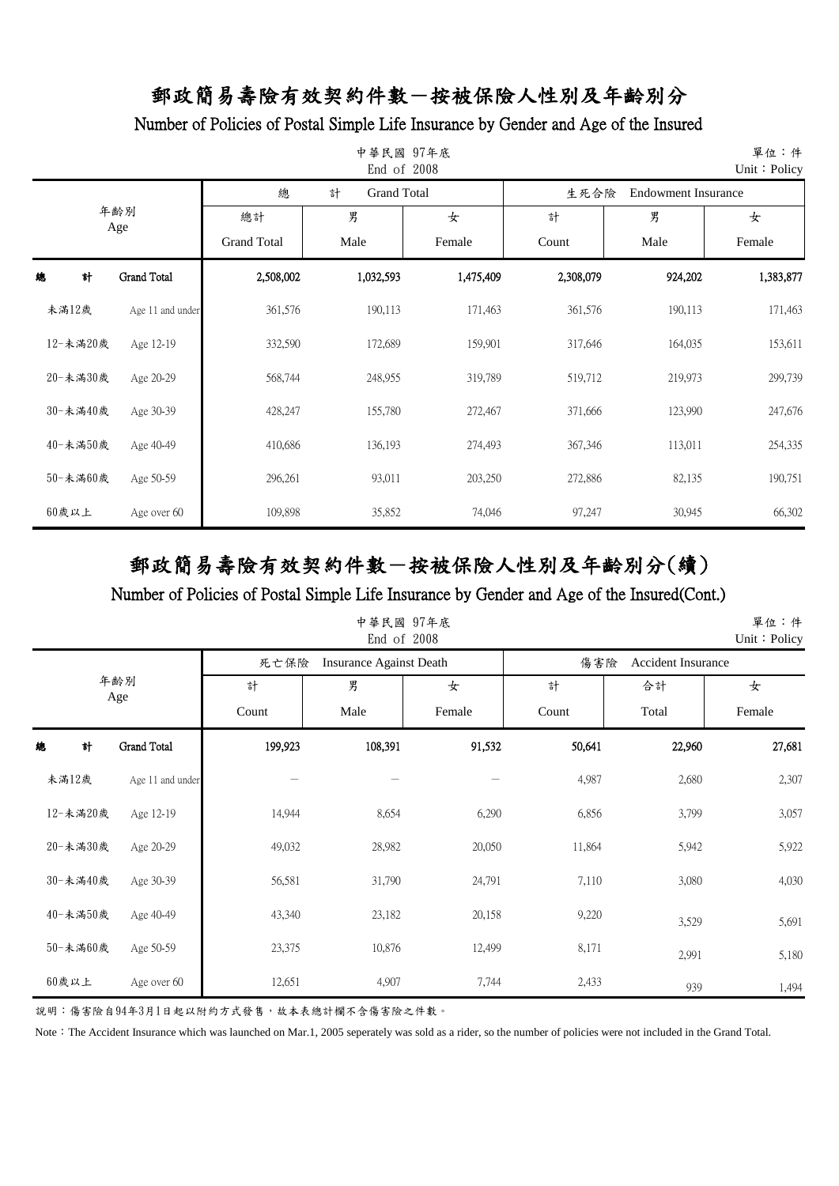# 郵政簡易壽險有效契約件數－按被保險人性別及年齡別分

## Number of Policies of Postal Simple Life Insurance by Gender and Age of the Insured

中華民國 97年底
End of 2008

單位：件
Unit：Policy

| 年齡別 Age | | 總計 Grand Total | | | 生死合險 Endowment Insurance | | |
|---|---|---|---|---|---|---|---|
| | | 總計 Grand Total | 男 Male | 女 Female | 計 Count | 男 Male | 女 Female |
| 總　計 | Grand Total | 2,508,002 | 1,032,593 | 1,475,409 | 2,308,079 | 924,202 | 1,383,877 |
| 未滿12歲 | Age 11 and under | 361,576 | 190,113 | 171,463 | 361,576 | 190,113 | 171,463 |
| 12-未滿20歲 | Age 12-19 | 332,590 | 172,689 | 159,901 | 317,646 | 164,035 | 153,611 |
| 20-未滿30歲 | Age 20-29 | 568,744 | 248,955 | 319,789 | 519,712 | 219,973 | 299,739 |
| 30-未滿40歲 | Age 30-39 | 428,247 | 155,780 | 272,467 | 371,666 | 123,990 | 247,676 |
| 40-未滿50歲 | Age 40-49 | 410,686 | 136,193 | 274,493 | 367,346 | 113,011 | 254,335 |
| 50-未滿60歲 | Age 50-59 | 296,261 | 93,011 | 203,250 | 272,886 | 82,135 | 190,751 |
| 60歲以上 | Age over 60 | 109,898 | 35,852 | 74,046 | 97,247 | 30,945 | 66,302 |

# 郵政簡易壽險有效契約件數－按被保險人性別及年齡別分(續)

## Number of Policies of Postal Simple Life Insurance by Gender and Age of the Insured(Cont.)

中華民國 97年底
End of 2008

單位：件
Unit：Policy

| 年齡別 Age | | 死亡保險 Insurance Against Death | | | 傷害險 Accident Insurance | | |
|---|---|---|---|---|---|---|---|
| | | 計 Count | 男 Male | 女 Female | 計 Count | 合計 Total | 女 Female |
| 總　計 | Grand Total | 199,923 | 108,391 | 91,532 | 50,641 | 22,960 | 27,681 |
| 未滿12歲 | Age 11 and under | － | － | － | 4,987 | 2,680 | 2,307 |
| 12-未滿20歲 | Age 12-19 | 14,944 | 8,654 | 6,290 | 6,856 | 3,799 | 3,057 |
| 20-未滿30歲 | Age 20-29 | 49,032 | 28,982 | 20,050 | 11,864 | 5,942 | 5,922 |
| 30-未滿40歲 | Age 30-39 | 56,581 | 31,790 | 24,791 | 7,110 | 3,080 | 4,030 |
| 40-未滿50歲 | Age 40-49 | 43,340 | 23,182 | 20,158 | 9,220 | 3,529 | 5,691 |
| 50-未滿60歲 | Age 50-59 | 23,375 | 10,876 | 12,499 | 8,171 | 2,991 | 5,180 |
| 60歲以上 | Age over 60 | 12,651 | 4,907 | 7,744 | 2,433 | 939 | 1,494 |

說明：傷害險自94年3月1日起以附約方式發售，故本表總計欄不含傷害險之件數。

Note：The Accident Insurance which was launched on Mar.1, 2005 seperately was sold as a rider, so the number of policies were not included in the Grand Total.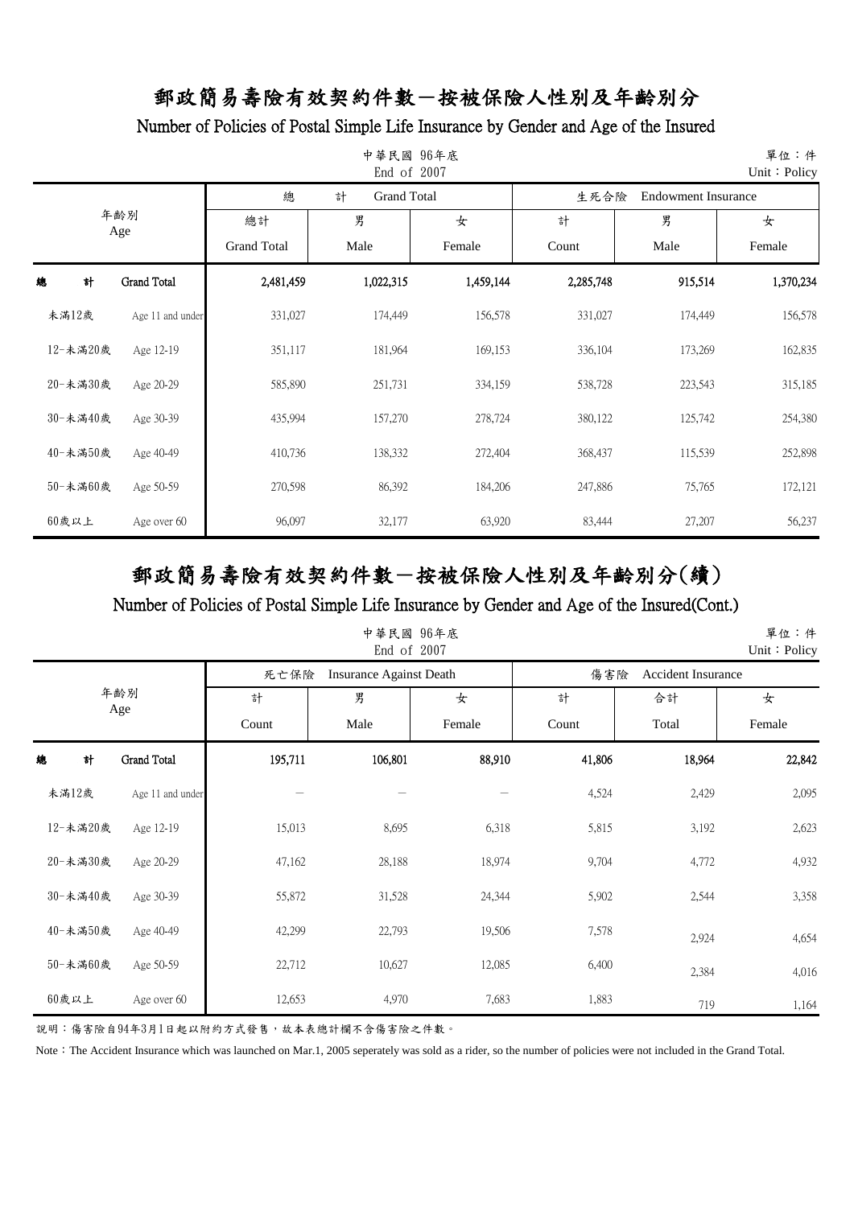# 郵政簡易壽險有效契約件數－按被保險人性別及年齡別分

## Number of Policies of Postal Simple Life Insurance by Gender and Age of the Insured

中華民國 96年底
End of 2007

單位：件
Unit：Policy

| 年齡別 Age | | 總計 Grand Total | | | 生死合險 Endowment Insurance | | |
|---|---|---|---|---|---|---|---|
| | | 總計 Grand Total | 男 Male | 女 Female | 計 Count | 男 Male | 女 Female |
| 總計 | Grand Total | 2,481,459 | 1,022,315 | 1,459,144 | 2,285,748 | 915,514 | 1,370,234 |
| 未滿12歲 | Age 11 and under | 331,027 | 174,449 | 156,578 | 331,027 | 174,449 | 156,578 |
| 12-未滿20歲 | Age 12-19 | 351,117 | 181,964 | 169,153 | 336,104 | 173,269 | 162,835 |
| 20-未滿30歲 | Age 20-29 | 585,890 | 251,731 | 334,159 | 538,728 | 223,543 | 315,185 |
| 30-未滿40歲 | Age 30-39 | 435,994 | 157,270 | 278,724 | 380,122 | 125,742 | 254,380 |
| 40-未滿50歲 | Age 40-49 | 410,736 | 138,332 | 272,404 | 368,437 | 115,539 | 252,898 |
| 50-未滿60歲 | Age 50-59 | 270,598 | 86,392 | 184,206 | 247,886 | 75,765 | 172,121 |
| 60歲以上 | Age over 60 | 96,097 | 32,177 | 63,920 | 83,444 | 27,207 | 56,237 |

# 郵政簡易壽險有效契約件數－按被保險人性別及年齡別分(續)

## Number of Policies of Postal Simple Life Insurance by Gender and Age of the Insured(Cont.)

中華民國 96年底
End of 2007

單位：件
Unit：Policy

| 年齡別 Age | | 死亡保險 Insurance Against Death | | | 傷害險 Accident Insurance | | |
|---|---|---|---|---|---|---|---|
| | | 計 Count | 男 Male | 女 Female | 計 Count | 合計 Total | 女 Female |
| 總計 | Grand Total | 195,711 | 106,801 | 88,910 | 41,806 | 18,964 | 22,842 |
| 未滿12歲 | Age 11 and under | － | － | － | 4,524 | 2,429 | 2,095 |
| 12-未滿20歲 | Age 12-19 | 15,013 | 8,695 | 6,318 | 5,815 | 3,192 | 2,623 |
| 20-未滿30歲 | Age 20-29 | 47,162 | 28,188 | 18,974 | 9,704 | 4,772 | 4,932 |
| 30-未滿40歲 | Age 30-39 | 55,872 | 31,528 | 24,344 | 5,902 | 2,544 | 3,358 |
| 40-未滿50歲 | Age 40-49 | 42,299 | 22,793 | 19,506 | 7,578 | 2,924 | 4,654 |
| 50-未滿60歲 | Age 50-59 | 22,712 | 10,627 | 12,085 | 6,400 | 2,384 | 4,016 |
| 60歲以上 | Age over 60 | 12,653 | 4,970 | 7,683 | 1,883 | 719 | 1,164 |

說明：傷害險自94年3月1日起以附約方式發售，故本表總計欄不含傷害險之件數。

Note：The Accident Insurance which was launched on Mar.1, 2005 seperately was sold as a rider, so the number of policies were not included in the Grand Total.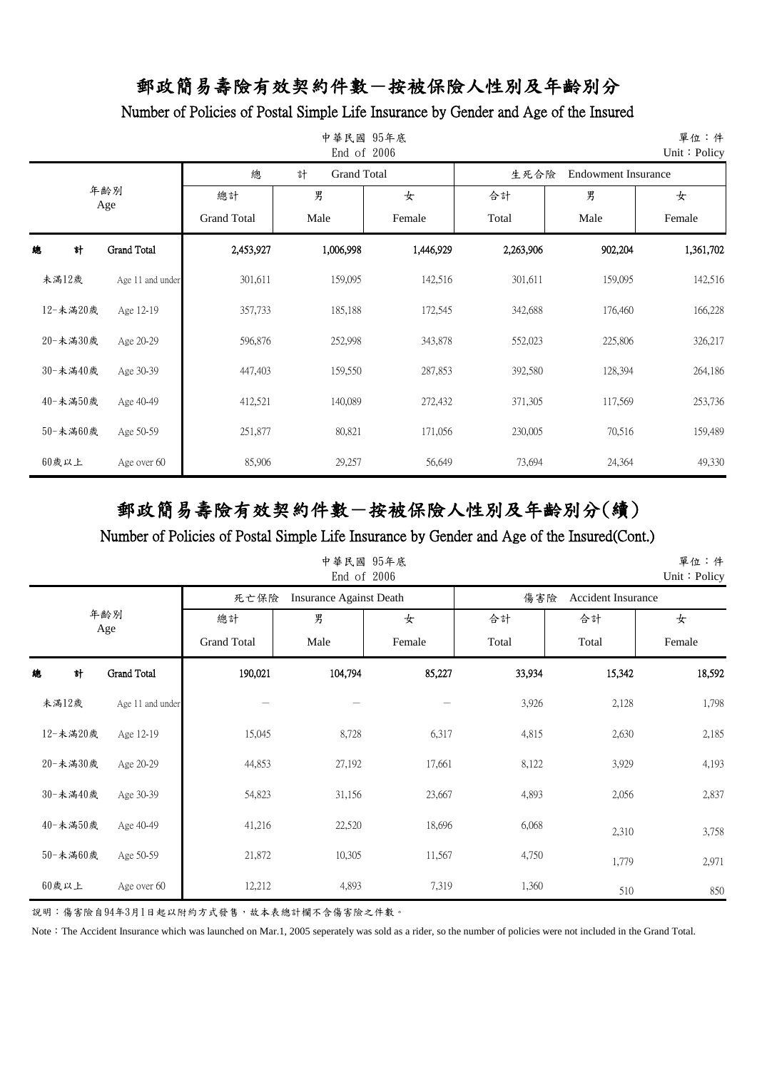# 郵政簡易壽險有效契約件數－按被保險人性別及年齡別分

Number of Policies of Postal Simple Life Insurance by Gender and Age of the Insured

中華民國 95年底
End of 2006

單位：件
Unit：Policy

| 年齡別 Age | | 總計 Grand Total | | | 生死合險 Endowment Insurance | | |
|---|---|---|---|---|---|---|---|
| | | 總計 Grand Total | 男 Male | 女 Female | 合計 Total | 男 Male | 女 Female |
| 總計 | Grand Total | 2,453,927 | 1,006,998 | 1,446,929 | 2,263,906 | 902,204 | 1,361,702 |
| 未滿12歲 | Age 11 and under | 301,611 | 159,095 | 142,516 | 301,611 | 159,095 | 142,516 |
| 12-未滿20歲 | Age 12-19 | 357,733 | 185,188 | 172,545 | 342,688 | 176,460 | 166,228 |
| 20-未滿30歲 | Age 20-29 | 596,876 | 252,998 | 343,878 | 552,023 | 225,806 | 326,217 |
| 30-未滿40歲 | Age 30-39 | 447,403 | 159,550 | 287,853 | 392,580 | 128,394 | 264,186 |
| 40-未滿50歲 | Age 40-49 | 412,521 | 140,089 | 272,432 | 371,305 | 117,569 | 253,736 |
| 50-未滿60歲 | Age 50-59 | 251,877 | 80,821 | 171,056 | 230,005 | 70,516 | 159,489 |
| 60歲以上 | Age over 60 | 85,906 | 29,257 | 56,649 | 73,694 | 24,364 | 49,330 |

# 郵政簡易壽險有效契約件數－按被保險人性別及年齡別分(續)

Number of Policies of Postal Simple Life Insurance by Gender and Age of the Insured(Cont.)

中華民國 95年底
End of 2006

單位：件
Unit：Policy

| 年齡別 Age | | 死亡保險 Insurance Against Death | | | 傷害險 Accident Insurance | | |
|---|---|---|---|---|---|---|---|
| | | 總計 Grand Total | 男 Male | 女 Female | 合計 Total | 合計 Total | 女 Female |
| 總計 | Grand Total | 190,021 | 104,794 | 85,227 | 33,934 | 15,342 | 18,592 |
| 未滿12歲 | Age 11 and under | － | － | － | 3,926 | 2,128 | 1,798 |
| 12-未滿20歲 | Age 12-19 | 15,045 | 8,728 | 6,317 | 4,815 | 2,630 | 2,185 |
| 20-未滿30歲 | Age 20-29 | 44,853 | 27,192 | 17,661 | 8,122 | 3,929 | 4,193 |
| 30-未滿40歲 | Age 30-39 | 54,823 | 31,156 | 23,667 | 4,893 | 2,056 | 2,837 |
| 40-未滿50歲 | Age 40-49 | 41,216 | 22,520 | 18,696 | 6,068 | 2,310 | 3,758 |
| 50-未滿60歲 | Age 50-59 | 21,872 | 10,305 | 11,567 | 4,750 | 1,779 | 2,971 |
| 60歲以上 | Age over 60 | 12,212 | 4,893 | 7,319 | 1,360 | 510 | 850 |

說明：傷害險自94年3月1日起以附約方式發售，故本表總計欄不含傷害險之件數。

Note：The Accident Insurance which was launched on Mar.1, 2005 seperately was sold as a rider, so the number of policies were not included in the Grand Total.